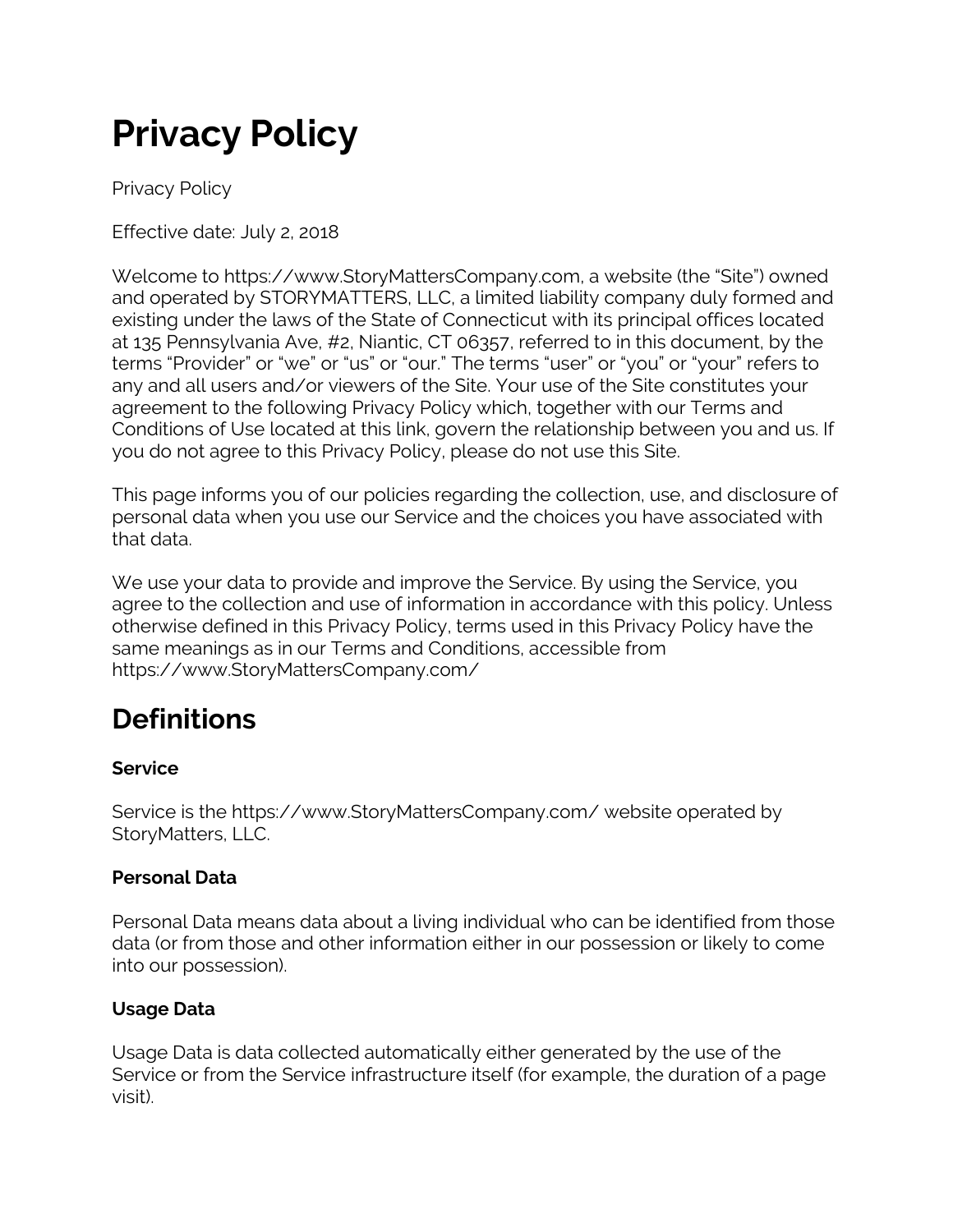# Privacy Policy

Privacy Policy

Effective date: July 2, 2018

Welcome to https://www.StoryMattersCompany.com, a website (the "Site") owned and operated by STORYMATTERS, LLC, a limited liability company duly formed and existing under the laws of the State of Connecticut with its principal offices located at 135 Pennsylvania Ave, #2, Niantic, CT 06357, referred to in this document, by the terms "Provider" or "we" or "us" or "our." The terms "user" or "you" or "your" refers to any and all users and/or viewers of the Site. Your use of the Site constitutes your agreement to the following Privacy Policy which, together with our Terms and Conditions of Use located at this link, govern the relationship between you and us. If you do not agree to this Privacy Policy, please do not use this Site.

This page informs you of our policies regarding the collection, use, and disclosure of personal data when you use our Service and the choices you have associated with that data.

We use your data to provide and improve the Service. By using the Service, you agree to the collection and use of information in accordance with this policy. Unless otherwise defined in this Privacy Policy, terms used in this Privacy Policy have the same meanings as in our Terms and Conditions, accessible from https://www.StoryMattersCompany.com/

## Definitions

### Service

Service is the https://www.StoryMattersCompany.com/ website operated by StoryMatters, LLC.

### Personal Data

Personal Data means data about a living individual who can be identified from those data (or from those and other information either in our possession or likely to come into our possession).

### Usage Data

Usage Data is data collected automatically either generated by the use of the Service or from the Service infrastructure itself (for example, the duration of a page visit).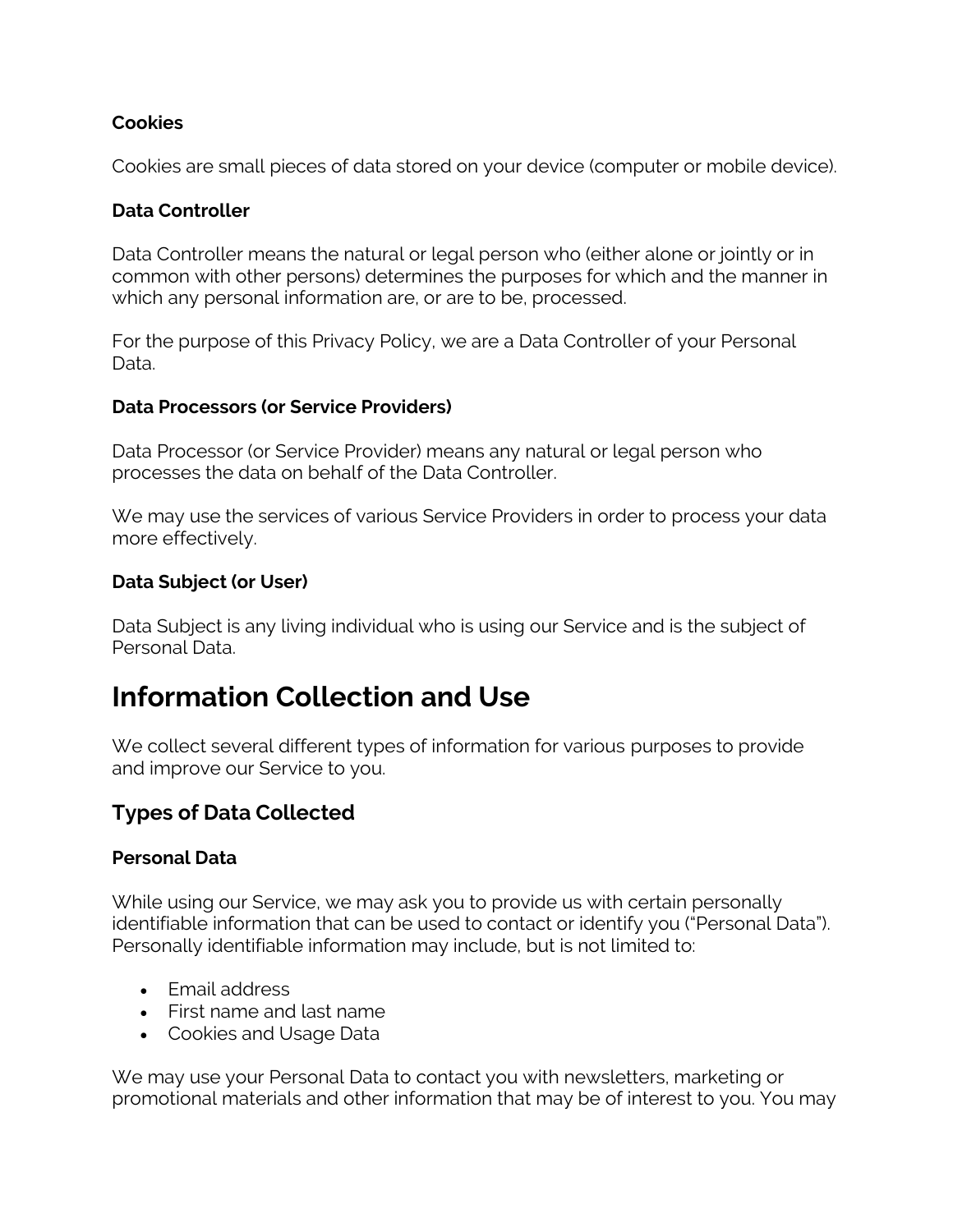**Cookies**

Cookies are small pieces of data stored on your device (computer or mobile device).

**Data Controller**

Data Controller means the natural or legal person who (either alone or jointly or in common with other persons) determines the purposes for which and the manner in which any personal information are, or are to be, processed.

For the purpose of this Privacy Policy, we are a Data Controller of your Personal Data.

**Data Processors (or Service Providers)**

Data Processor (or Service Provider) means any natural or legal person who processes the data on behalf of the Data Controller.

We may use the services of various Service Providers in order to process your data more effectively.

**Data Subject (or User)**

Data Subject is any living individual who is using our Service and is the subject of Personal Data.

# Information Collection and Use

We collect several different types of information for various purposes to provide and improve our Service to you.

## Types of Data Collected

**Personal Data**

While using our Service, we may ask you to provide us with certain personally identifiable information that can be used to contact or identify you ("Personal Data"). Personally identifiable information may include, but is not limited to:

- Email address
- First name and last name
- Cookies and Usage Data

We may use your Personal Data to contact you with newsletters, marketing or promotional materials and other information that may be of interest to you. You may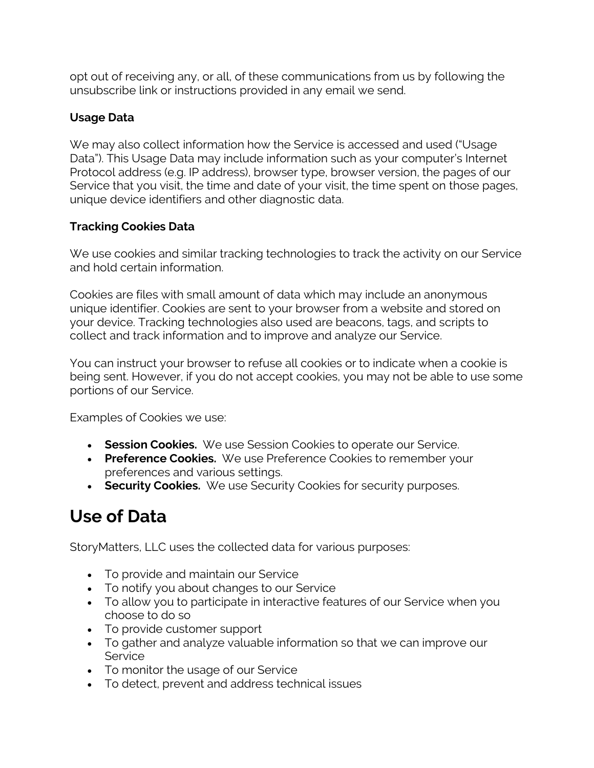opt out of receiving any, or all, of these communications from us by following the unsubscribe link or instructions provided in any email we send.

### Usage Data

We may also collect information how the Service is accessed and used ("Usage Data"). This Usage Data may include information such as your computer's Internet Protocol address (e.g. IP address), browser type, browser version, the pages of our Service that you visit, the time and date of your visit, the time spent on those pages, unique device identifiers and other diagnostic data.

### Tracking Cookies Data

We use cookies and similar tracking technologies to track the activity on our Service and hold certain information.

Cookies are files with small amount of data which may include an anonymous unique identifier. Cookies are sent to your browser from a website and stored on your device. Tracking technologies also used are beacons, tags, and scripts to collect and track information and to improve and analyze our Service.

You can instruct your browser to refuse all cookies or to indicate when a cookie is being sent. However, if you do not accept cookies, you may not be able to use some portions of our Service.

Examples of Cookies we use:

- **Session Cookies.** We use Session Cookies to operate our Service.
- **Preference Cookies.** We use Preference Cookies to remember your preferences and various settings.
- **Security Cookies.** We use Security Cookies for security purposes.

## Use of Data

StoryMatters, LLC uses the collected data for various purposes:

- To provide and maintain our Service
- To notify you about changes to our Service
- To allow you to participate in interactive features of our Service when you choose to do so
- To provide customer support
- To gather and analyze valuable information so that we can improve our Service
- To monitor the usage of our Service
- To detect, prevent and address technical issues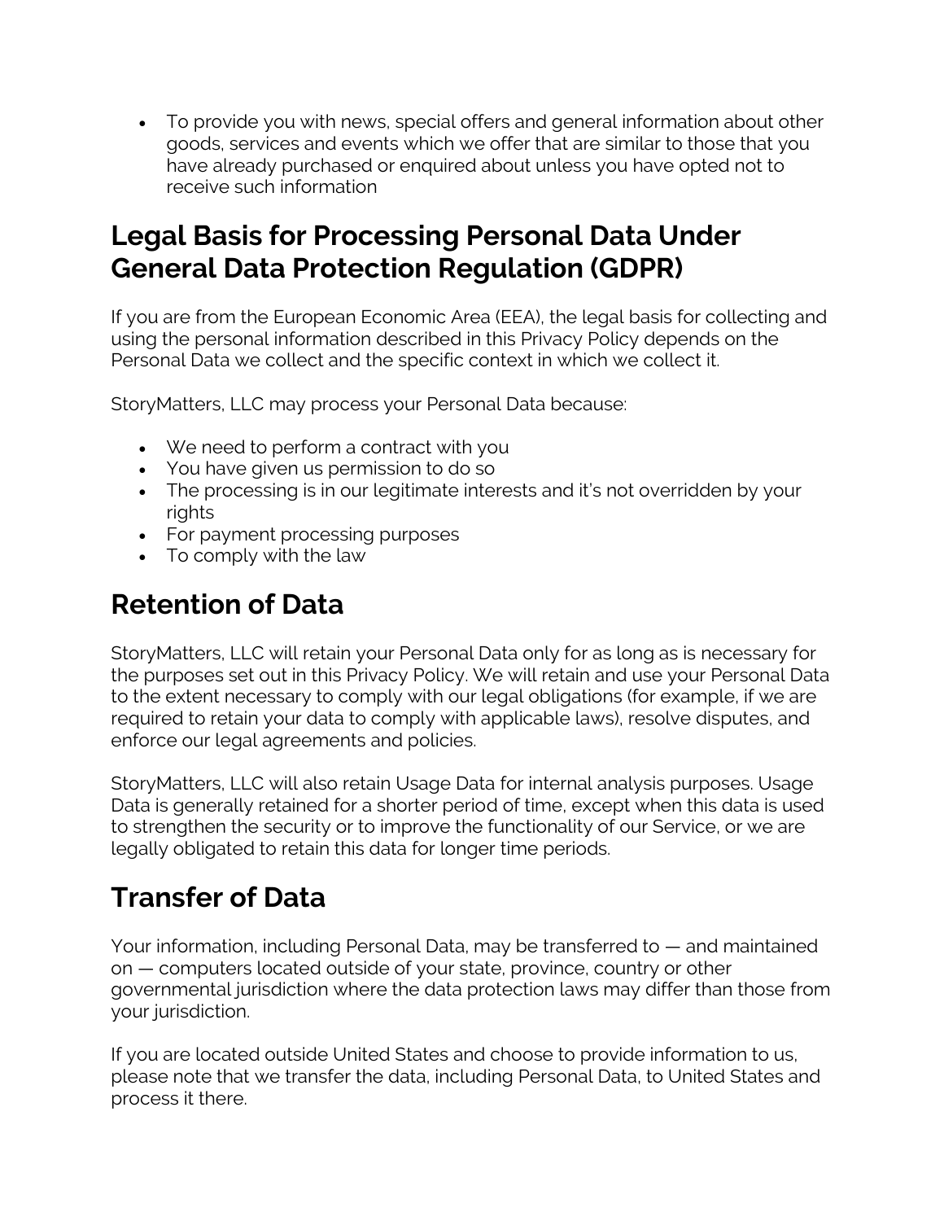- To provide you with news, special offers and general information about other goods, services and events which we offer that are similar to those that you have already purchased or enquired about unless you have opted not to receive such information

## Legal Basis for Processing Personal Data Under General Data Protection Regulation (GDPR)

If you are from the European Economic Area (EEA), the legal basis for collecting and using the personal information described in this Privacy Policy depends on the Personal Data we collect and the specific context in which we collect it.

StoryMatters, LLC may process your Personal Data because:

- We need to perform a contract with you
- You have given us permission to do so
- The processing is in our legitimate interests and it's not overridden by your rights
- For payment processing purposes
- To comply with the law

## Retention of Data

StoryMatters, LLC will retain your Personal Data only for as long as is necessary for the purposes set out in this Privacy Policy. We will retain and use your Personal Data to the extent necessary to comply with our legal obligations (for example, if we are required to retain your data to comply with applicable laws), resolve disputes, and enforce our legal agreements and policies.

StoryMatters, LLC will also retain Usage Data for internal analysis purposes. Usage Data is generally retained for a shorter period of time, except when this data is used to strengthen the security or to improve the functionality of our Service, or we are legally obligated to retain this data for longer time periods.

## Transfer of Data

Your information, including Personal Data, may be transferred to — and maintained on — computers located outside of your state, province, country or other governmental jurisdiction where the data protection laws may differ than those from your jurisdiction.

If you are located outside United States and choose to provide information to us, please note that we transfer the data, including Personal Data, to United States and process it there.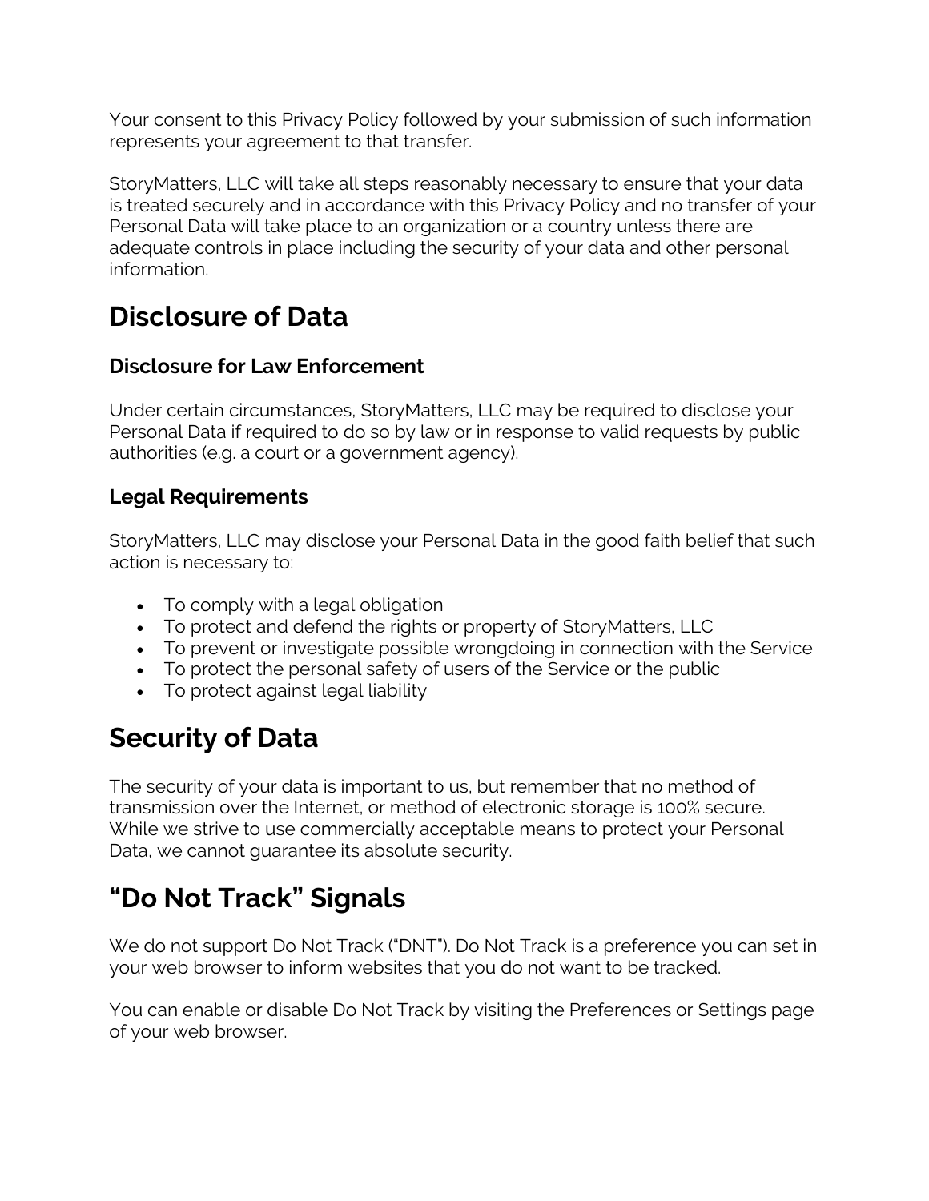Your consent to this Privacy Policy followed by your submission of such information represents your agreement to that transfer.

StoryMatters, LLC will take all steps reasonably necessary to ensure that your data is treated securely and in accordance with this Privacy Policy and no transfer of your Personal Data will take place to an organization or a country unless there are adequate controls in place including the security of your data and other personal information.

# Disclosure of Data

### Disclosure for Law Enforcement

Under certain circumstances, StoryMatters, LLC may be required to disclose your Personal Data if required to do so by law or in response to valid requests by public authorities (e.g. a court or a government agency).

### Legal Requirements

StoryMatters, LLC may disclose your Personal Data in the good faith belief that such action is necessary to:

- To comply with a legal obligation
- To protect and defend the rights or property of StoryMatters, LLC
- To prevent or investigate possible wrongdoing in connection with the Service
- To protect the personal safety of users of the Service or the public
- To protect against legal liability

# Security of Data

The security of your data is important to us, but remember that no method of transmission over the Internet, or method of electronic storage is 100% secure. While we strive to use commercially acceptable means to protect your Personal Data, we cannot guarantee its absolute security.

# "Do Not Track" Signals

We do not support Do Not Track ("DNT"). Do Not Track is a preference you can set in your web browser to inform websites that you do not want to be tracked.

You can enable or disable Do Not Track by visiting the Preferences or Settings page of your web browser.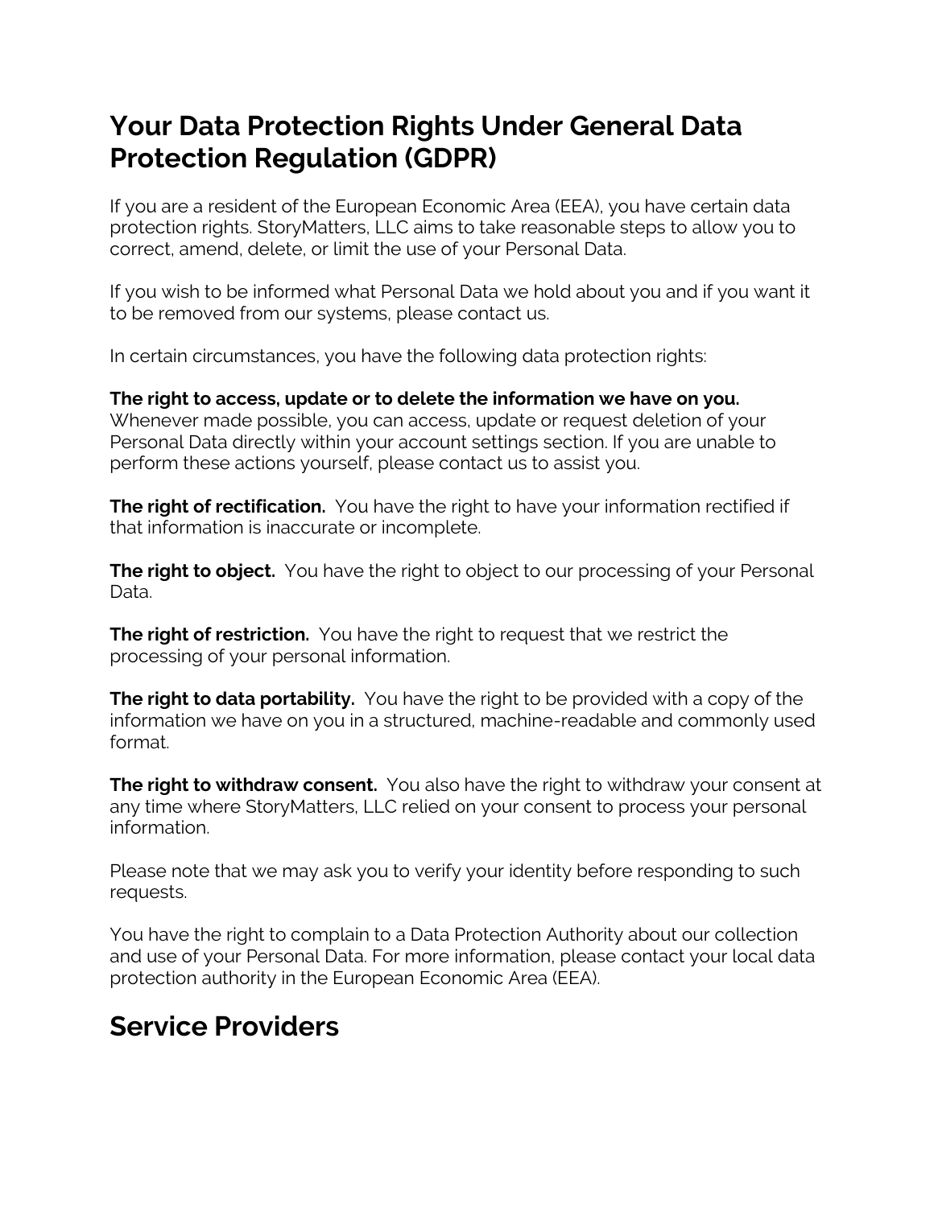## Your Data Protection Rights Under General Data Protection Regulation (GDPR)

If you are a resident of the European Economic Area (EEA), you have certain data protection rights. StoryMatters, LLC aims to take reasonable steps to allow you to correct, amend, delete, or limit the use of your Personal Data.

If you wish to be informed what Personal Data we hold about you and if you want it to be removed from our systems, please contact us.

In certain circumstances, you have the following data protection rights:

**The right to access, update or to delete the information we have on you.** Whenever made possible, you can access, update or request deletion of your Personal Data directly within your account settings section. If you are unable to perform these actions yourself, please contact us to assist you.

**The right of rectification.** You have the right to have your information rectified if that information is inaccurate or incomplete.

**The right to object.** You have the right to object to our processing of your Personal Data.

**The right of restriction.** You have the right to request that we restrict the processing of your personal information.

**The right to data portability.** You have the right to be provided with a copy of the information we have on you in a structured, machine-readable and commonly used format.

**The right to withdraw consent.** You also have the right to withdraw your consent at any time where StoryMatters, LLC relied on your consent to process your personal information.

Please note that we may ask you to verify your identity before responding to such requests.

You have the right to complain to a Data Protection Authority about our collection and use of your Personal Data. For more information, please contact your local data protection authority in the European Economic Area (EEA).

## Service Providers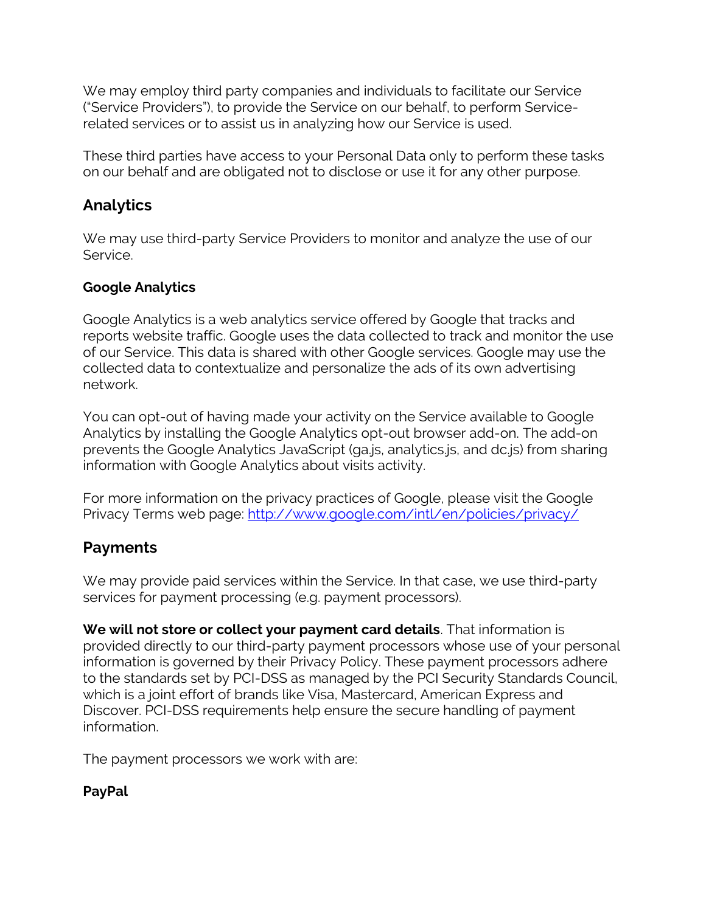We may employ third party companies and individuals to facilitate our Service ("Service Providers"), to provide the Service on our behalf, to perform Service-related services or to assist us in analyzing how our Service is used.

These third parties have access to your Personal Data only to perform these tasks on our behalf and are obligated not to disclose or use it for any other purpose.

## Analytics

We may use third-party Service Providers to monitor and analyze the use of our Service.

### Google Analytics

Google Analytics is a web analytics service offered by Google that tracks and reports website traffic. Google uses the data collected to track and monitor the use of our Service. This data is shared with other Google services. Google may use the collected data to contextualize and personalize the ads of its own advertising network.

You can opt-out of having made your activity on the Service available to Google Analytics by installing the Google Analytics opt-out browser add-on. The add-on prevents the Google Analytics JavaScript (ga.js, analytics.js, and dc.js) from sharing information with Google Analytics about visits activity.

For more information on the privacy practices of Google, please visit the Google Privacy Terms web page: [http://www.google.com/intl/en/policies/privacy/](http://www.google.com/intl/en/policies/privacy/)

## Payments

We may provide paid services within the Service. In that case, we use third-party services for payment processing (e.g. payment processors).

**We will not store or collect your payment card details**. That information is provided directly to our third-party payment processors whose use of your personal information is governed by their Privacy Policy. These payment processors adhere to the standards set by PCI-DSS as managed by the PCI Security Standards Council, which is a joint effort of brands like Visa, Mastercard, American Express and Discover. PCI-DSS requirements help ensure the secure handling of payment information.

The payment processors we work with are:

### PayPal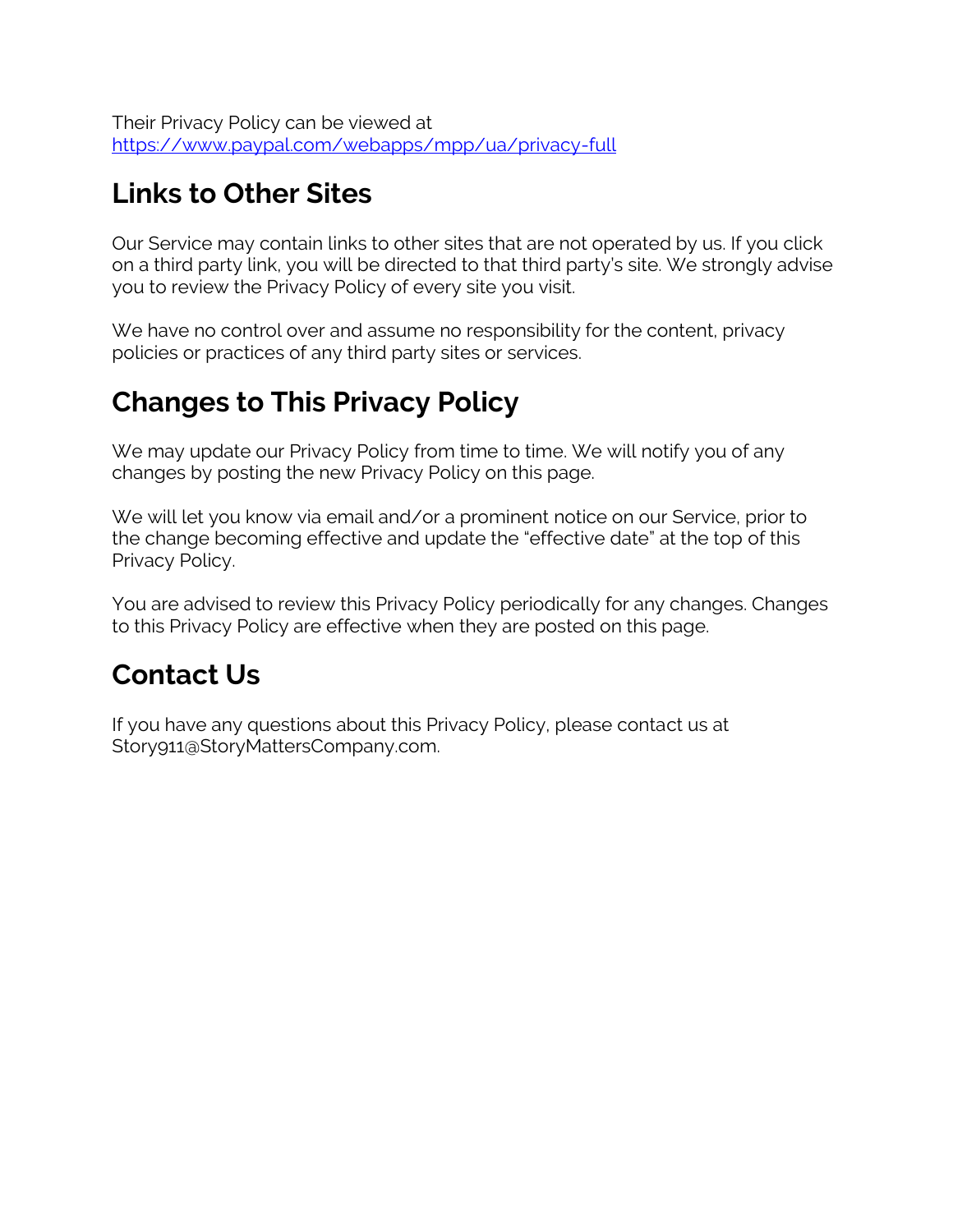Their Privacy Policy can be viewed at
https://www.paypal.com/webapps/mpp/ua/privacy-full

## Links to Other Sites

Our Service may contain links to other sites that are not operated by us. If you click on a third party link, you will be directed to that third party's site. We strongly advise you to review the Privacy Policy of every site you visit.

We have no control over and assume no responsibility for the content, privacy policies or practices of any third party sites or services.

## Changes to This Privacy Policy

We may update our Privacy Policy from time to time. We will notify you of any changes by posting the new Privacy Policy on this page.

We will let you know via email and/or a prominent notice on our Service, prior to the change becoming effective and update the "effective date" at the top of this Privacy Policy.

You are advised to review this Privacy Policy periodically for any changes. Changes to this Privacy Policy are effective when they are posted on this page.

## Contact Us

If you have any questions about this Privacy Policy, please contact us at Story911@StoryMattersCompany.com.